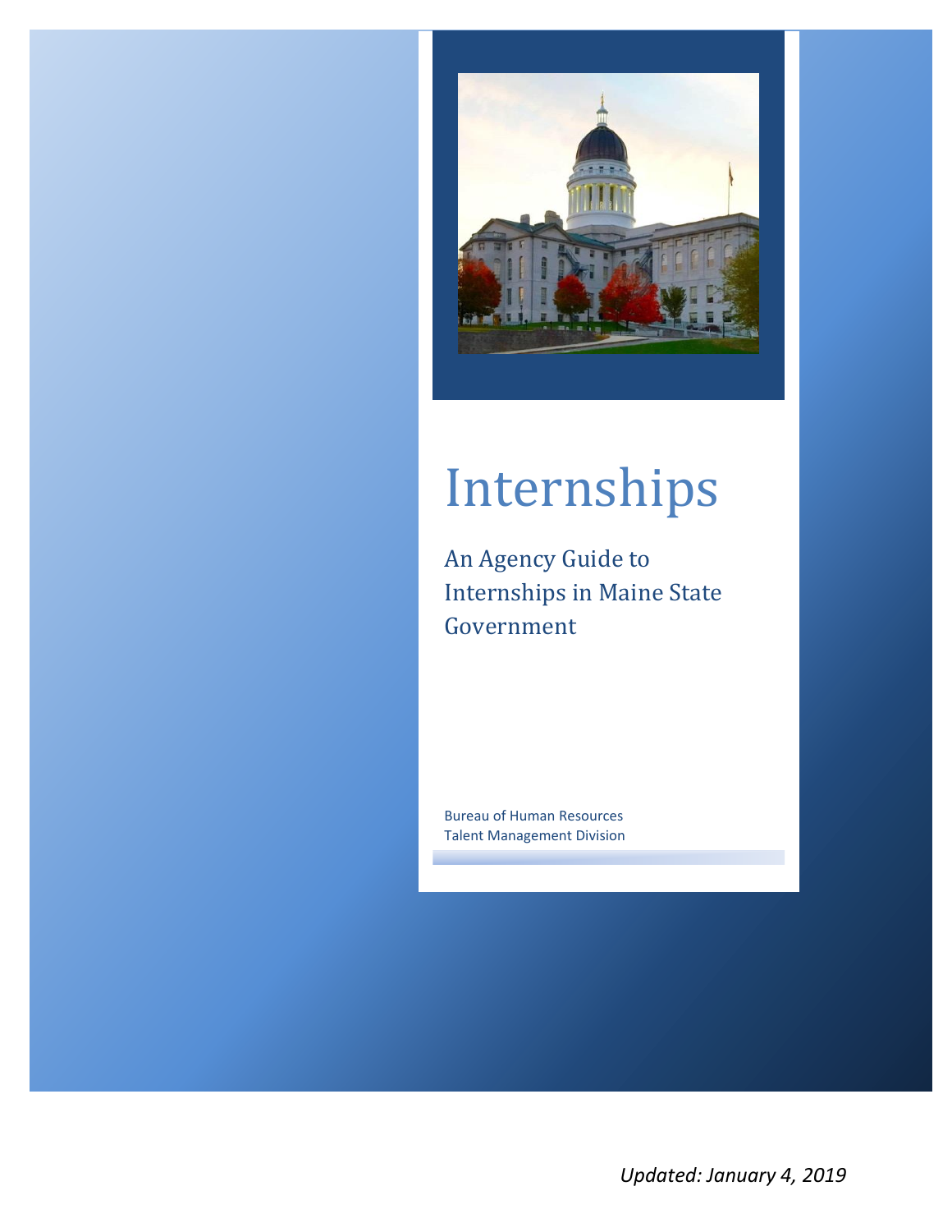# Internships

## An Agency Guide to Internships in Maine State Government

Bureau of Human Resources
Talent Management Division

*Updated: January 4, 2019*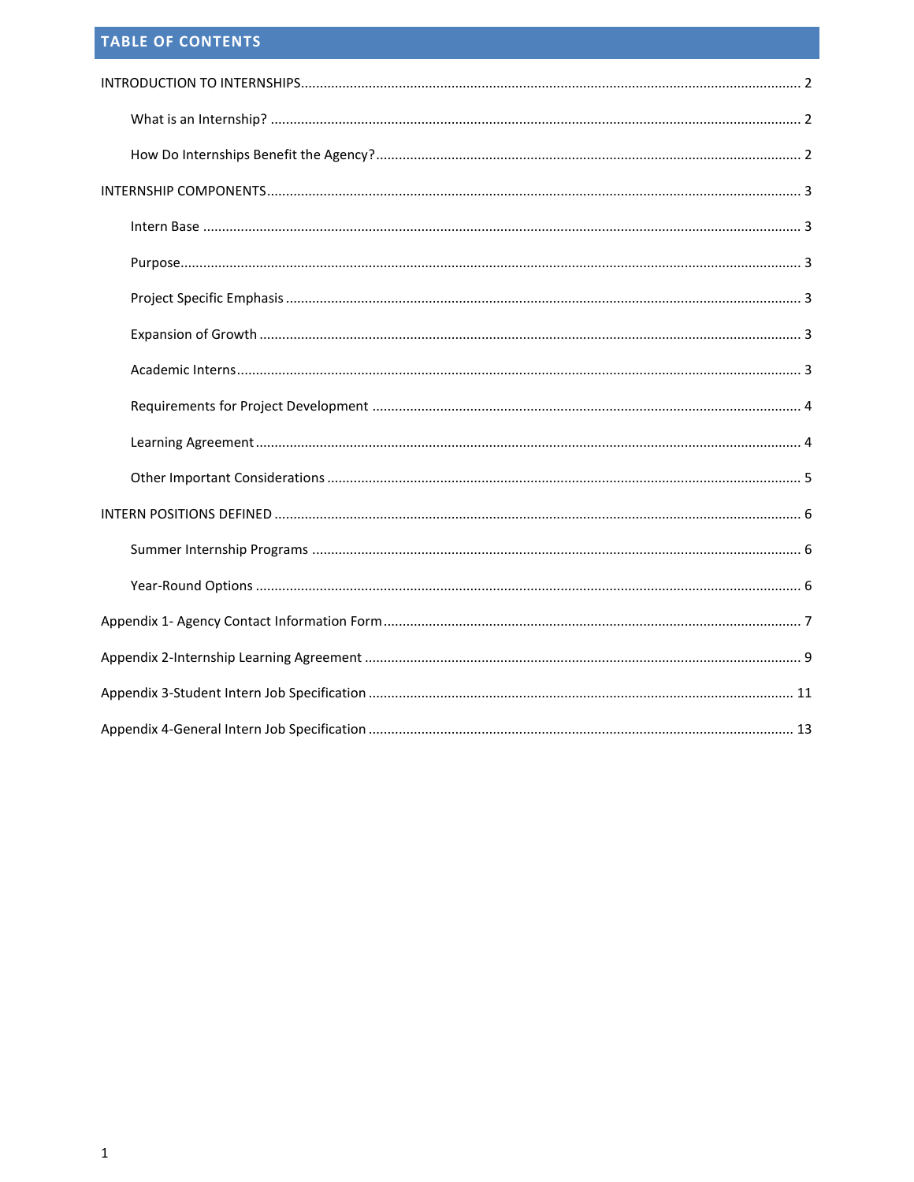# TABLE OF CONTENTS

INTRODUCTION TO INTERNSHIPS .................................................. 2

- What is an Internship? .................................................. 2
- How Do Internships Benefit the Agency? .................................................. 2

INTERNSHIP COMPONENTS .................................................. 3

- Intern Base .................................................. 3
- Purpose .................................................. 3
- Project Specific Emphasis .................................................. 3
- Expansion of Growth .................................................. 3
- Academic Interns .................................................. 3
- Requirements for Project Development .................................................. 4
- Learning Agreement .................................................. 4
- Other Important Considerations .................................................. 5

INTERN POSITIONS DEFINED .................................................. 6

- Summer Internship Programs .................................................. 6
- Year-Round Options .................................................. 6

Appendix 1- Agency Contact Information Form .................................................. 7

Appendix 2-Internship Learning Agreement .................................................. 9

Appendix 3-Student Intern Job Specification .................................................. 11

Appendix 4-General Intern Job Specification .................................................. 13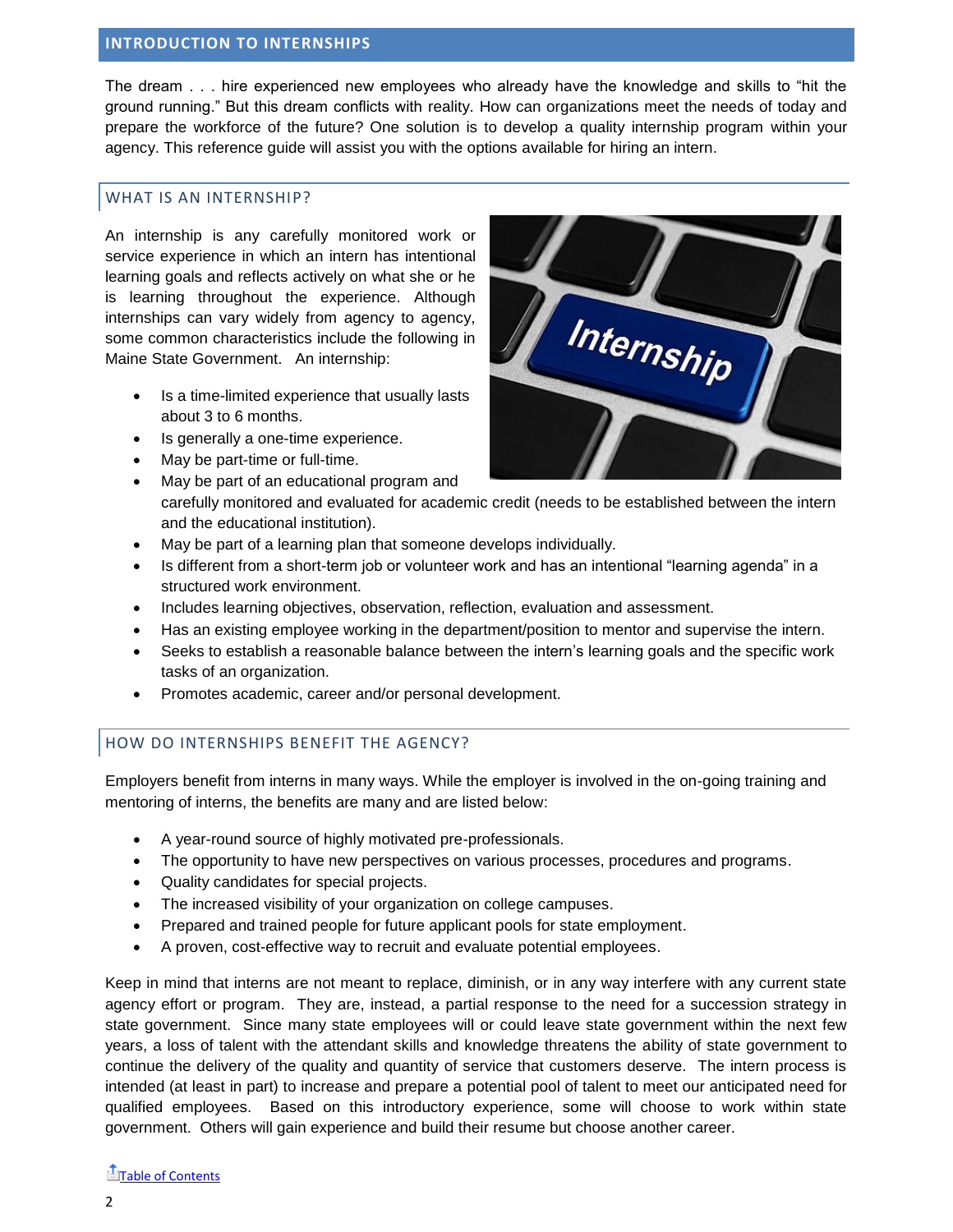## INTRODUCTION TO INTERNSHIPS

The dream . . . hire experienced new employees who already have the knowledge and skills to "hit the ground running." But this dream conflicts with reality. How can organizations meet the needs of today and prepare the workforce of the future? One solution is to develop a quality internship program within your agency. This reference guide will assist you with the options available for hiring an intern.

### WHAT IS AN INTERNSHIP?

An internship is any carefully monitored work or service experience in which an intern has intentional learning goals and reflects actively on what she or he is learning throughout the experience. Although internships can vary widely from agency to agency, some common characteristics include the following in Maine State Government. An internship:

- Is a time-limited experience that usually lasts about 3 to 6 months.
- Is generally a one-time experience.
- May be part-time or full-time.
- May be part of an educational program and carefully monitored and evaluated for academic credit (needs to be established between the intern and the educational institution).
- May be part of a learning plan that someone develops individually.
- Is different from a short-term job or volunteer work and has an intentional "learning agenda" in a structured work environment.
- Includes learning objectives, observation, reflection, evaluation and assessment.
- Has an existing employee working in the department/position to mentor and supervise the intern.
- Seeks to establish a reasonable balance between the intern's learning goals and the specific work tasks of an organization.
- Promotes academic, career and/or personal development.

### HOW DO INTERNSHIPS BENEFIT THE AGENCY?

Employers benefit from interns in many ways. While the employer is involved in the on-going training and mentoring of interns, the benefits are many and are listed below:

- A year-round source of highly motivated pre-professionals.
- The opportunity to have new perspectives on various processes, procedures and programs.
- Quality candidates for special projects.
- The increased visibility of your organization on college campuses.
- Prepared and trained people for future applicant pools for state employment.
- A proven, cost-effective way to recruit and evaluate potential employees.

Keep in mind that interns are not meant to replace, diminish, or in any way interfere with any current state agency effort or program. They are, instead, a partial response to the need for a succession strategy in state government. Since many state employees will or could leave state government within the next few years, a loss of talent with the attendant skills and knowledge threatens the ability of state government to continue the delivery of the quality and quantity of service that customers deserve. The intern process is intended (at least in part) to increase and prepare a potential pool of talent to meet our anticipated need for qualified employees. Based on this introductory experience, some will choose to work within state government. Others will gain experience and build their resume but choose another career.

Table of Contents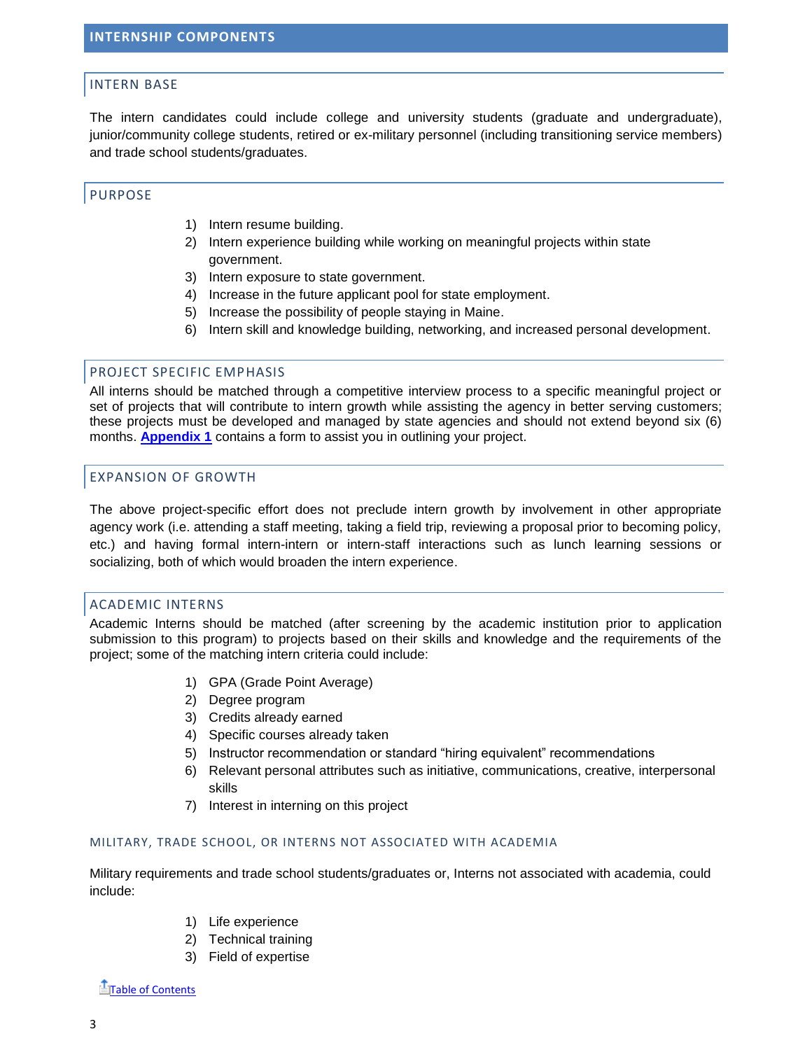# INTERNSHIP COMPONENTS

## INTERN BASE

The intern candidates could include college and university students (graduate and undergraduate), junior/community college students, retired or ex-military personnel (including transitioning service members) and trade school students/graduates.

## PURPOSE

1) Intern resume building.
2) Intern experience building while working on meaningful projects within state government.
3) Intern exposure to state government.
4) Increase in the future applicant pool for state employment.
5) Increase the possibility of people staying in Maine.
6) Intern skill and knowledge building, networking, and increased personal development.

## PROJECT SPECIFIC EMPHASIS

All interns should be matched through a competitive interview process to a specific meaningful project or set of projects that will contribute to intern growth while assisting the agency in better serving customers; these projects must be developed and managed by state agencies and should not extend beyond six (6) months. **Appendix 1** contains a form to assist you in outlining your project.

## EXPANSION OF GROWTH

The above project-specific effort does not preclude intern growth by involvement in other appropriate agency work (i.e. attending a staff meeting, taking a field trip, reviewing a proposal prior to becoming policy, etc.) and having formal intern-intern or intern-staff interactions such as lunch learning sessions or socializing, both of which would broaden the intern experience.

## ACADEMIC INTERNS

Academic Interns should be matched (after screening by the academic institution prior to application submission to this program) to projects based on their skills and knowledge and the requirements of the project; some of the matching intern criteria could include:

1) GPA (Grade Point Average)
2) Degree program
3) Credits already earned
4) Specific courses already taken
5) Instructor recommendation or standard “hiring equivalent” recommendations
6) Relevant personal attributes such as initiative, communications, creative, interpersonal skills
7) Interest in interning on this project

### MILITARY, TRADE SCHOOL, OR INTERNS NOT ASSOCIATED WITH ACADEMIA

Military requirements and trade school students/graduates or, Interns not associated with academia, could include:

1) Life experience
2) Technical training
3) Field of expertise

Table of Contents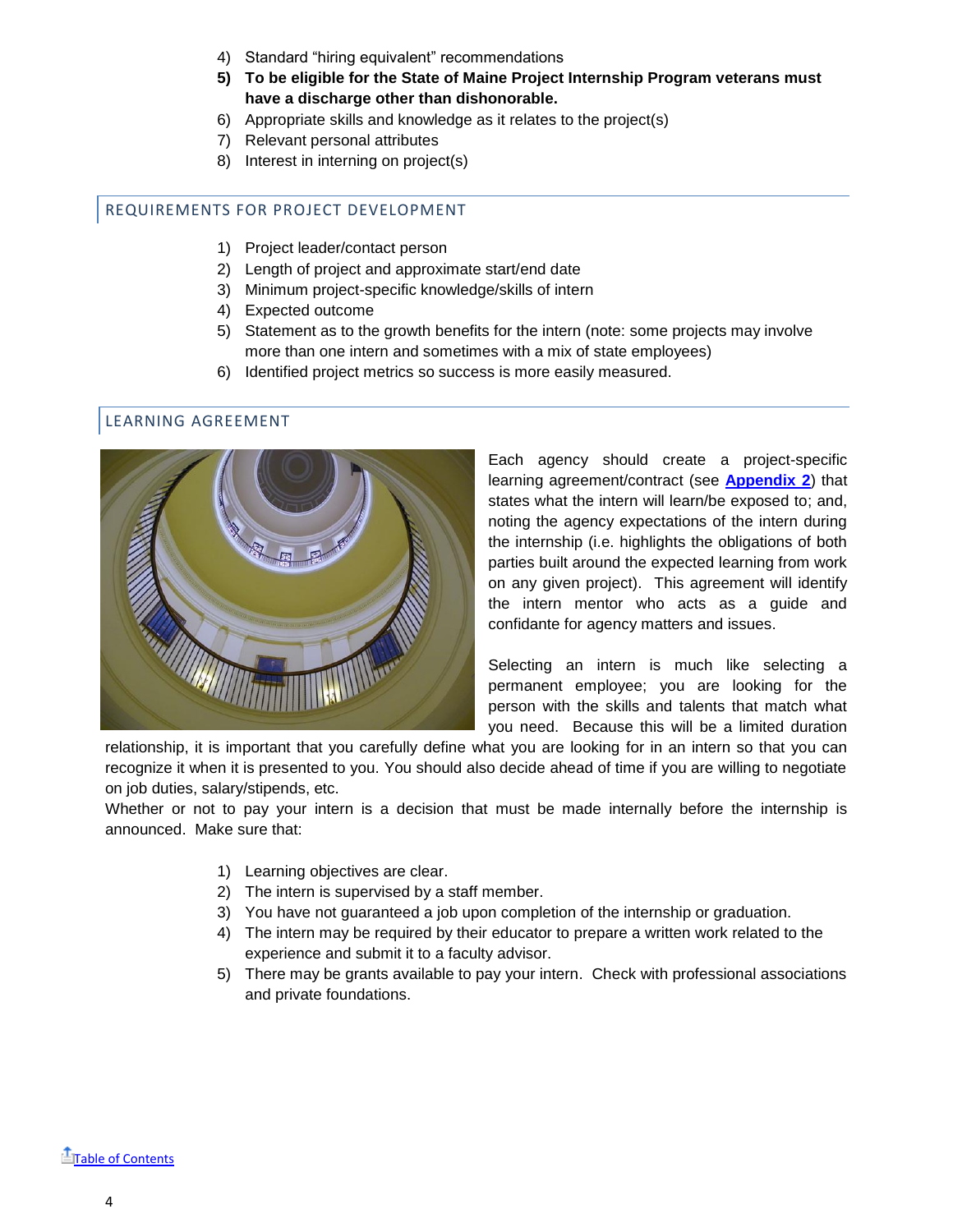4) Standard "hiring equivalent" recommendations
5) **To be eligible for the State of Maine Project Internship Program veterans must have a discharge other than dishonorable.**
6) Appropriate skills and knowledge as it relates to the project(s)
7) Relevant personal attributes
8) Interest in interning on project(s)

## REQUIREMENTS FOR PROJECT DEVELOPMENT

1) Project leader/contact person
2) Length of project and approximate start/end date
3) Minimum project-specific knowledge/skills of intern
4) Expected outcome
5) Statement as to the growth benefits for the intern (note: some projects may involve more than one intern and sometimes with a mix of state employees)
6) Identified project metrics so success is more easily measured.

## LEARNING AGREEMENT

Each agency should create a project-specific learning agreement/contract (see **Appendix 2**) that states what the intern will learn/be exposed to; and, noting the agency expectations of the intern during the internship (i.e. highlights the obligations of both parties built around the expected learning from work on any given project). This agreement will identify the intern mentor who acts as a guide and confidante for agency matters and issues.

Selecting an intern is much like selecting a permanent employee; you are looking for the person with the skills and talents that match what you need. Because this will be a limited duration relationship, it is important that you carefully define what you are looking for in an intern so that you can recognize it when it is presented to you. You should also decide ahead of time if you are willing to negotiate on job duties, salary/stipends, etc.

Whether or not to pay your intern is a decision that must be made internally before the internship is announced. Make sure that:

1) Learning objectives are clear.
2) The intern is supervised by a staff member.
3) You have not guaranteed a job upon completion of the internship or graduation.
4) The intern may be required by their educator to prepare a written work related to the experience and submit it to a faculty advisor.
5) There may be grants available to pay your intern. Check with professional associations and private foundations.

Table of Contents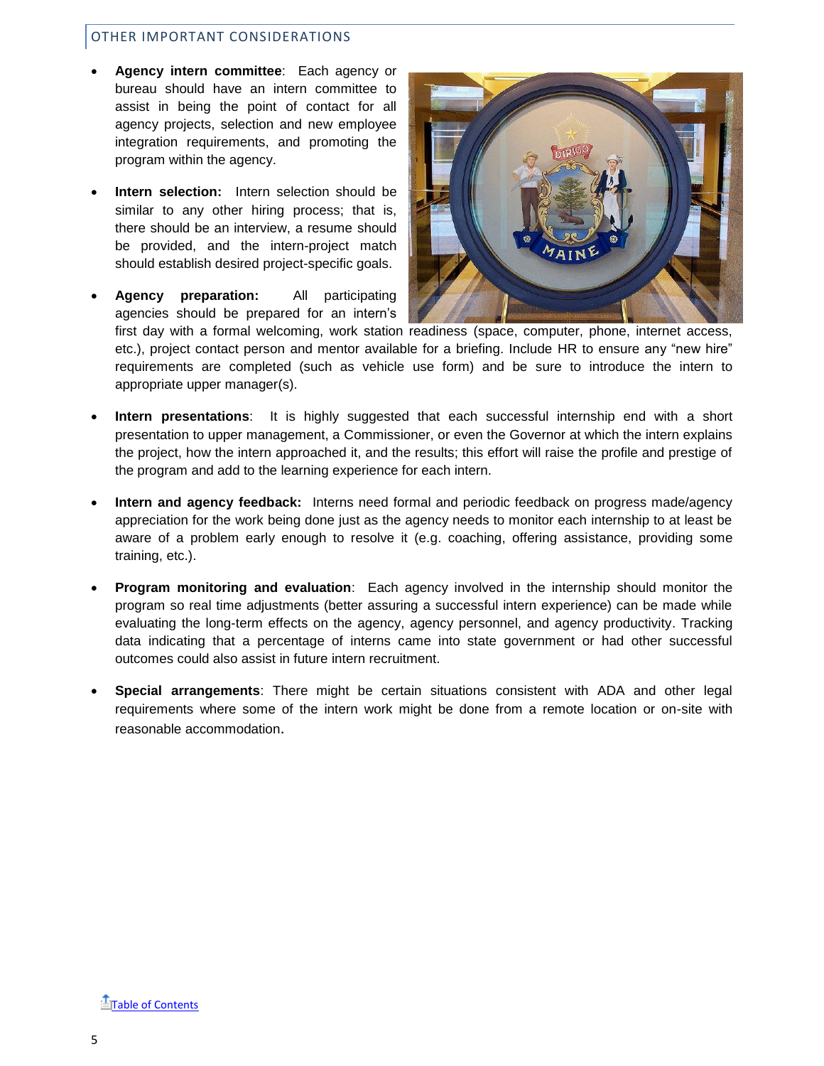## OTHER IMPORTANT CONSIDERATIONS

- **Agency intern committee**: Each agency or bureau should have an intern committee to assist in being the point of contact for all agency projects, selection and new employee integration requirements, and promoting the program within the agency.

- **Intern selection:** Intern selection should be similar to any other hiring process; that is, there should be an interview, a resume should be provided, and the intern-project match should establish desired project-specific goals.

- **Agency preparation:** All participating agencies should be prepared for an intern's first day with a formal welcoming, work station readiness (space, computer, phone, internet access, etc.), project contact person and mentor available for a briefing. Include HR to ensure any "new hire" requirements are completed (such as vehicle use form) and be sure to introduce the intern to appropriate upper manager(s).

- **Intern presentations**: It is highly suggested that each successful internship end with a short presentation to upper management, a Commissioner, or even the Governor at which the intern explains the project, how the intern approached it, and the results; this effort will raise the profile and prestige of the program and add to the learning experience for each intern.

- **Intern and agency feedback:** Interns need formal and periodic feedback on progress made/agency appreciation for the work being done just as the agency needs to monitor each internship to at least be aware of a problem early enough to resolve it (e.g. coaching, offering assistance, providing some training, etc.).

- **Program monitoring and evaluation**: Each agency involved in the internship should monitor the program so real time adjustments (better assuring a successful intern experience) can be made while evaluating the long-term effects on the agency, agency personnel, and agency productivity. Tracking data indicating that a percentage of interns came into state government or had other successful outcomes could also assist in future intern recruitment.

- **Special arrangements**: There might be certain situations consistent with ADA and other legal requirements where some of the intern work might be done from a remote location or on-site with reasonable accommodation.

Table of Contents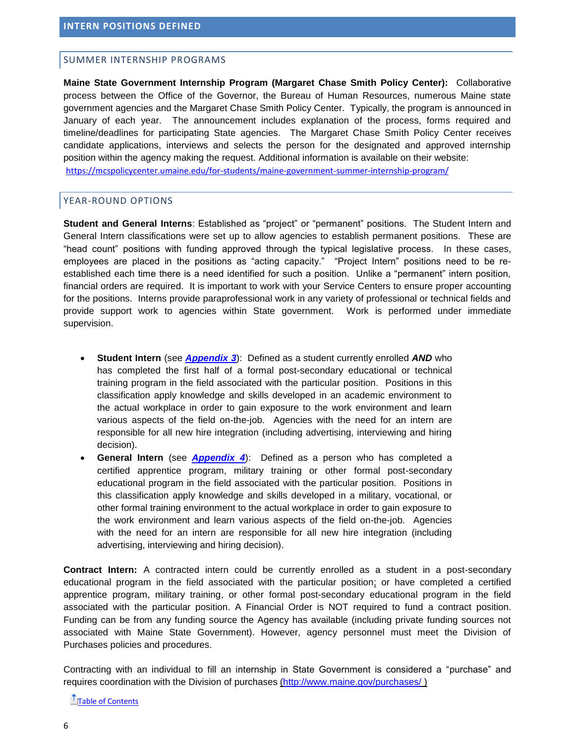## INTERN POSITIONS DEFINED

### SUMMER INTERNSHIP PROGRAMS

**Maine State Government Internship Program (Margaret Chase Smith Policy Center):** Collaborative process between the Office of the Governor, the Bureau of Human Resources, numerous Maine state government agencies and the Margaret Chase Smith Policy Center. Typically, the program is announced in January of each year. The announcement includes explanation of the process, forms required and timeline/deadlines for participating State agencies. The Margaret Chase Smith Policy Center receives candidate applications, interviews and selects the person for the designated and approved internship position within the agency making the request. Additional information is available on their website: https://mcspolicycenter.umaine.edu/for-students/maine-government-summer-internship-program/

### YEAR-ROUND OPTIONS

**Student and General Interns**: Established as "project" or "permanent" positions. The Student Intern and General Intern classifications were set up to allow agencies to establish permanent positions. These are "head count" positions with funding approved through the typical legislative process. In these cases, employees are placed in the positions as "acting capacity." "Project Intern" positions need to be re-established each time there is a need identified for such a position. Unlike a "permanent" intern position, financial orders are required. It is important to work with your Service Centers to ensure proper accounting for the positions. Interns provide paraprofessional work in any variety of professional or technical fields and provide support work to agencies within State government. Work is performed under immediate supervision.

- **Student Intern** (see ***Appendix 3***): Defined as a student currently enrolled ***AND*** who has completed the first half of a formal post-secondary educational or technical training program in the field associated with the particular position. Positions in this classification apply knowledge and skills developed in an academic environment to the actual workplace in order to gain exposure to the work environment and learn various aspects of the field on-the-job. Agencies with the need for an intern are responsible for all new hire integration (including advertising, interviewing and hiring decision).
- **General Intern** (see ***Appendix 4***): Defined as a person who has completed a certified apprentice program, military training or other formal post-secondary educational program in the field associated with the particular position. Positions in this classification apply knowledge and skills developed in a military, vocational, or other formal training environment to the actual workplace in order to gain exposure to the work environment and learn various aspects of the field on-the-job. Agencies with the need for an intern are responsible for all new hire integration (including advertising, interviewing and hiring decision).

**Contract Intern:** A contracted intern could be currently enrolled as a student in a post-secondary educational program in the field associated with the particular position; or have completed a certified apprentice program, military training, or other formal post-secondary educational program in the field associated with the particular position. A Financial Order is NOT required to fund a contract position. Funding can be from any funding source the Agency has available (including private funding sources not associated with Maine State Government). However, agency personnel must meet the Division of Purchases policies and procedures.

Contracting with an individual to fill an internship in State Government is considered a "purchase" and requires coordination with the Division of purchases (http://www.maine.gov/purchases/ )

Table of Contents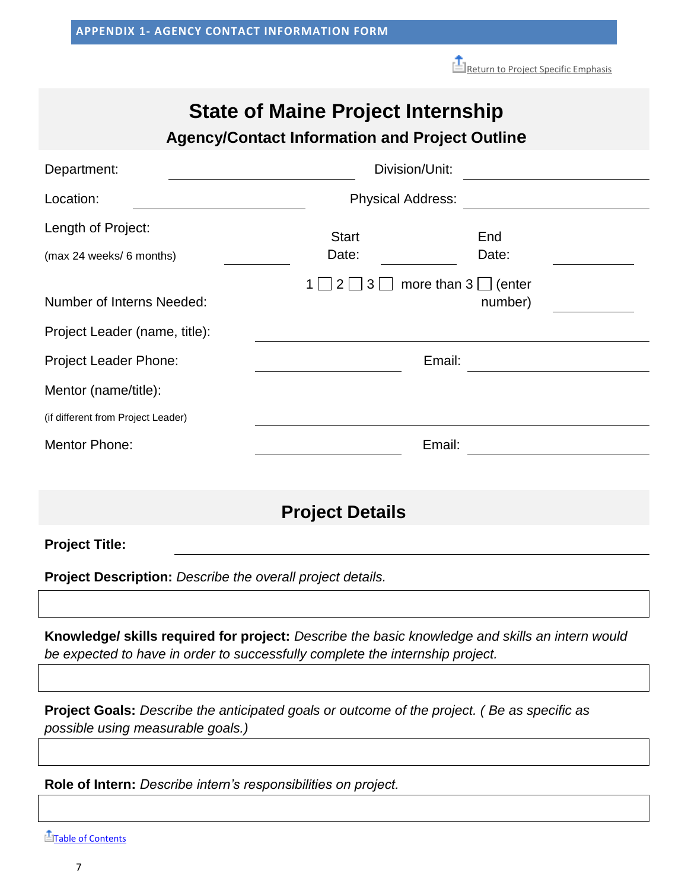## APPENDIX 1- AGENCY CONTACT INFORMATION FORM

Return to Project Specific Emphasis

# State of Maine Project Internship

### Agency/Contact Information and Project Outline

Department: ____________________ Division/Unit: ____________________

Location: ____________________ Physical Address: ____________________

Length of Project: (max 24 weeks/ 6 months) __________ Start Date: __________ End Date: __________

Number of Interns Needed: 1 ☐ 2 ☐ 3 ☐ more than 3 ☐ (enter number) __________

Project Leader (name, title): ____________________

Project Leader Phone: ____________________ Email: ____________________

Mentor (name/title): (if different from Project Leader) ____________________

Mentor Phone: ____________________ Email: ____________________

## Project Details

**Project Title:** ____________________

**Project Description:** *Describe the overall project details.*

|  |
|---|
|  |

**Knowledge/ skills required for project:** *Describe the basic knowledge and skills an intern would be expected to have in order to successfully complete the internship project.*

|  |
|---|
|  |

**Project Goals:** *Describe the anticipated goals or outcome of the project. ( Be as specific as possible using measurable goals.)*

|  |
|---|
|  |

**Role of Intern:** *Describe intern's responsibilities on project.*

|  |
|---|
|  |

Table of Contents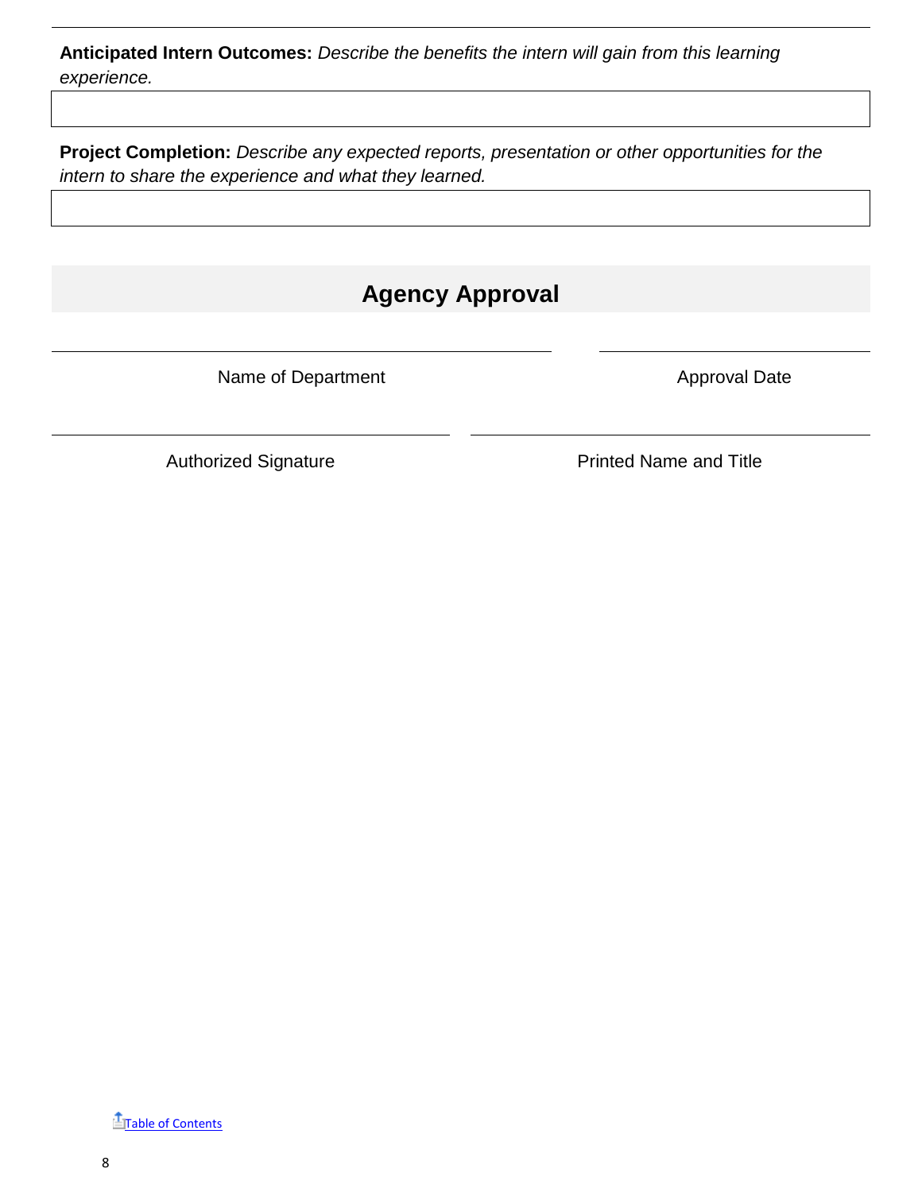**Anticipated Intern Outcomes:** *Describe the benefits the intern will gain from this learning experience.*

|   |
|---|
|   |

**Project Completion:** *Describe any expected reports, presentation or other opportunities for the intern to share the experience and what they learned.*

|   |
|---|
|   |

## Agency Approval

| | |
|---|---|
| Name of Department | Approval Date |
| Authorized Signature | Printed Name and Title |

Table of Contents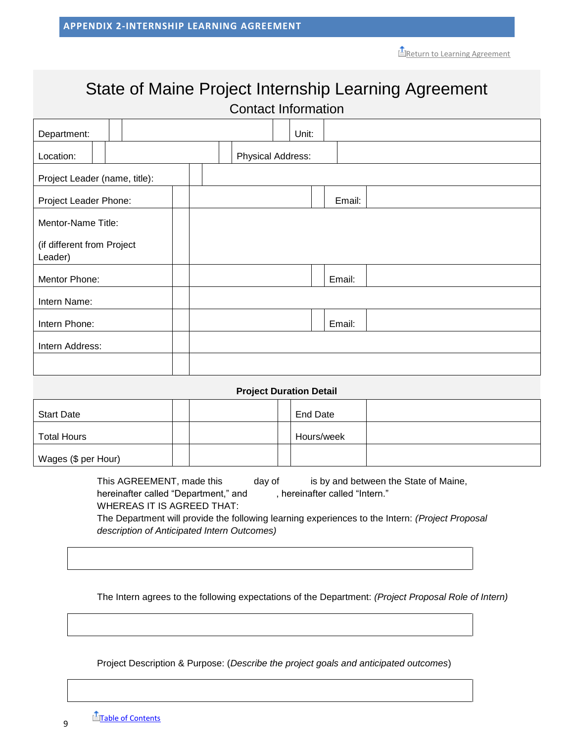## APPENDIX 2-INTERNSHIP LEARNING AGREEMENT

Return to Learning Agreement

# State of Maine Project Internship Learning Agreement

## Contact Information

| | | | |
|---|---|---|---|
| Department: | | Unit: | |
| Location: | | Physical Address: | |
| Project Leader (name, title): | | | |
| Project Leader Phone: | | Email: | |
| Mentor-Name Title:<br><br>(if different from Project Leader) | | | |
| Mentor Phone: | | Email: | |
| Intern Name: | | | |
| Intern Phone: | | Email: | |
| Intern Address: | | | |
| | | | |

**Project Duration Detail**

| | | | |
|---|---|---|---|
| Start Date | | End Date | |
| Total Hours | | Hours/week | |
| Wages ($ per Hour) | | | |

This AGREEMENT, made this day of is by and between the State of Maine, hereinafter called “Department,” and , hereinafter called “Intern.”
WHEREAS IT IS AGREED THAT:
The Department will provide the following learning experiences to the Intern: *(Project Proposal description of Anticipated Intern Outcomes)*

| |
|---|
| |

The Intern agrees to the following expectations of the Department: *(Project Proposal Role of Intern)*

| |
|---|
| |

Project Description & Purpose: (*Describe the project goals and anticipated outcomes*)

| |
|---|
| |

Table of Contents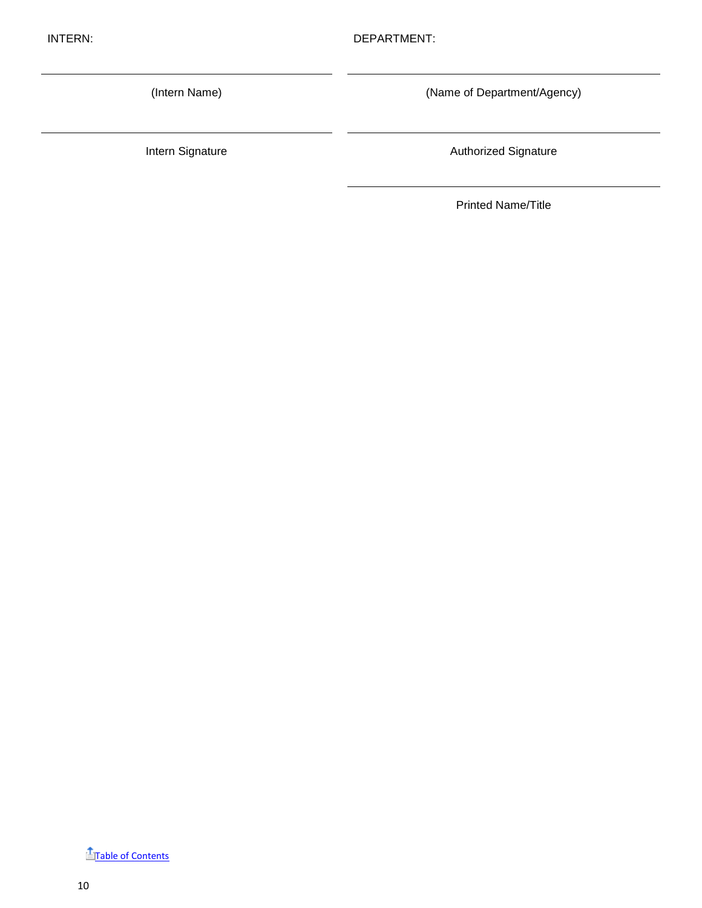| INTERN: | DEPARTMENT: |
| --- | --- |
| ______________________________ | ______________________________ |
| (Intern Name) | (Name of Department/Agency) |
| ______________________________ | ______________________________ |
| Intern Signature | Authorized Signature |
| | ______________________________ |
| | Printed Name/Title |

[Table of Contents]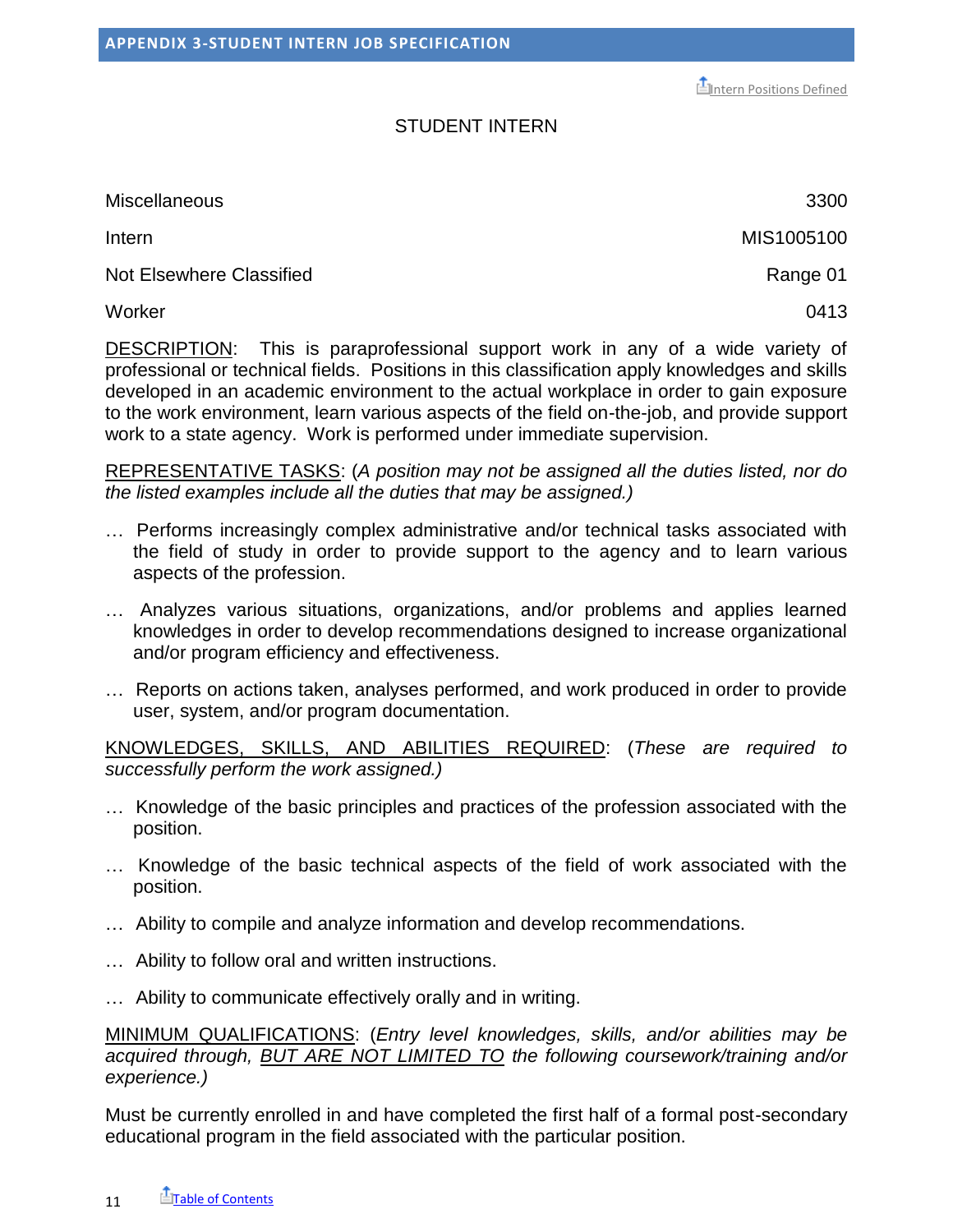## APPENDIX 3-STUDENT INTERN JOB SPECIFICATION

Intern Positions Defined

### STUDENT INTERN

| | |
|---|---|
| Miscellaneous | 3300 |
| Intern | MIS1005100 |
| Not Elsewhere Classified | Range 01 |
| Worker | 0413 |

DESCRIPTION: This is paraprofessional support work in any of a wide variety of professional or technical fields. Positions in this classification apply knowledges and skills developed in an academic environment to the actual workplace in order to gain exposure to the work environment, learn various aspects of the field on-the-job, and provide support work to a state agency. Work is performed under immediate supervision.

REPRESENTATIVE TASKS: (*A position may not be assigned all the duties listed, nor do the listed examples include all the duties that may be assigned.*)

… Performs increasingly complex administrative and/or technical tasks associated with the field of study in order to provide support to the agency and to learn various aspects of the profession.

… Analyzes various situations, organizations, and/or problems and applies learned knowledges in order to develop recommendations designed to increase organizational and/or program efficiency and effectiveness.

… Reports on actions taken, analyses performed, and work produced in order to provide user, system, and/or program documentation.

KNOWLEDGES, SKILLS, AND ABILITIES REQUIRED: (*These are required to successfully perform the work assigned.*)

… Knowledge of the basic principles and practices of the profession associated with the position.

… Knowledge of the basic technical aspects of the field of work associated with the position.

… Ability to compile and analyze information and develop recommendations.

… Ability to follow oral and written instructions.

… Ability to communicate effectively orally and in writing.

MINIMUM QUALIFICATIONS: (*Entry level knowledges, skills, and/or abilities may be acquired through, BUT ARE NOT LIMITED TO the following coursework/training and/or experience.*)

Must be currently enrolled in and have completed the first half of a formal post-secondary educational program in the field associated with the particular position.

Table of Contents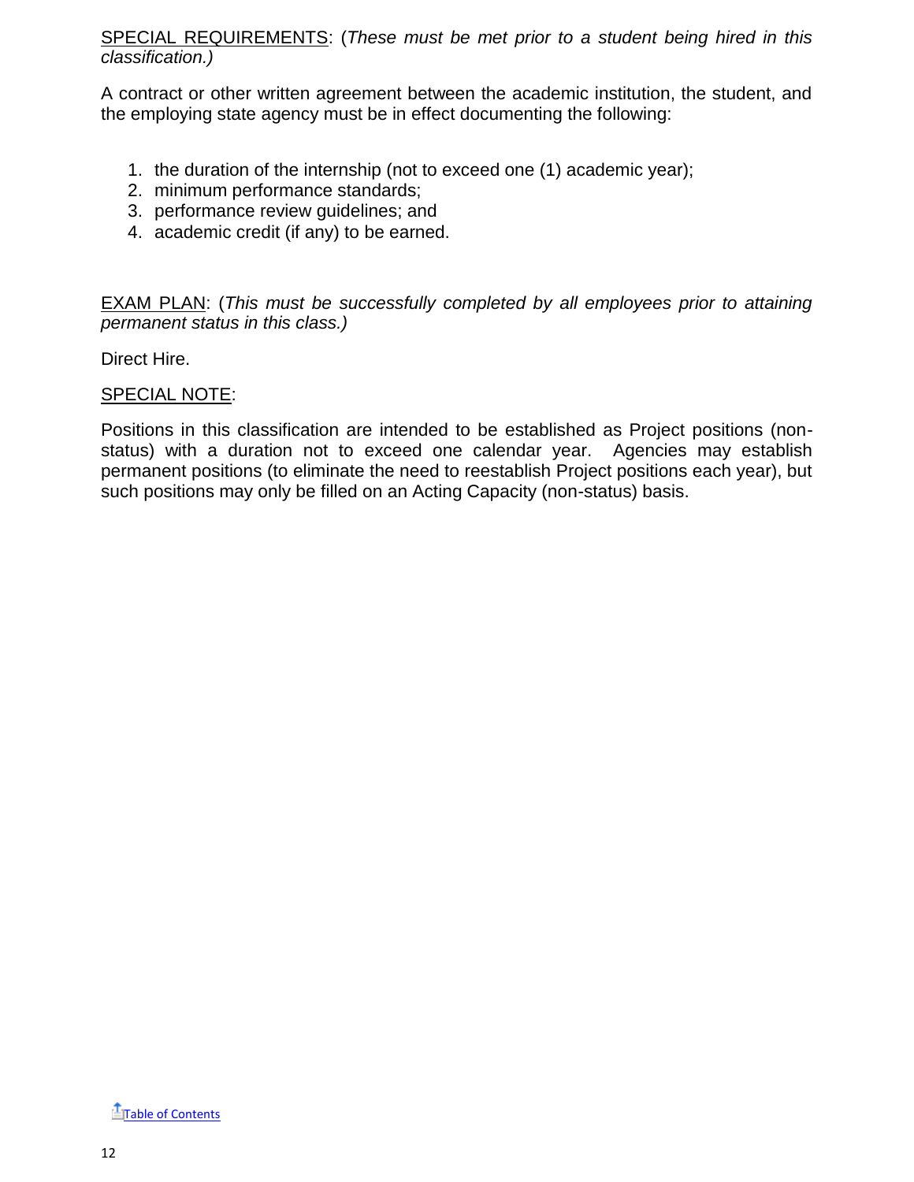<u>SPECIAL REQUIREMENTS</u>: (*These must be met prior to a student being hired in this classification.)*

A contract or other written agreement between the academic institution, the student, and the employing state agency must be in effect documenting the following:

1. the duration of the internship (not to exceed one (1) academic year);
2. minimum performance standards;
3. performance review guidelines; and
4. academic credit (if any) to be earned.

<u>EXAM PLAN</u>: (*This must be successfully completed by all employees prior to attaining permanent status in this class.)*

Direct Hire.

<u>SPECIAL NOTE</u>:

Positions in this classification are intended to be established as Project positions (non-status) with a duration not to exceed one calendar year. Agencies may establish permanent positions (to eliminate the need to reestablish Project positions each year), but such positions may only be filled on an Acting Capacity (non-status) basis.

Table of Contents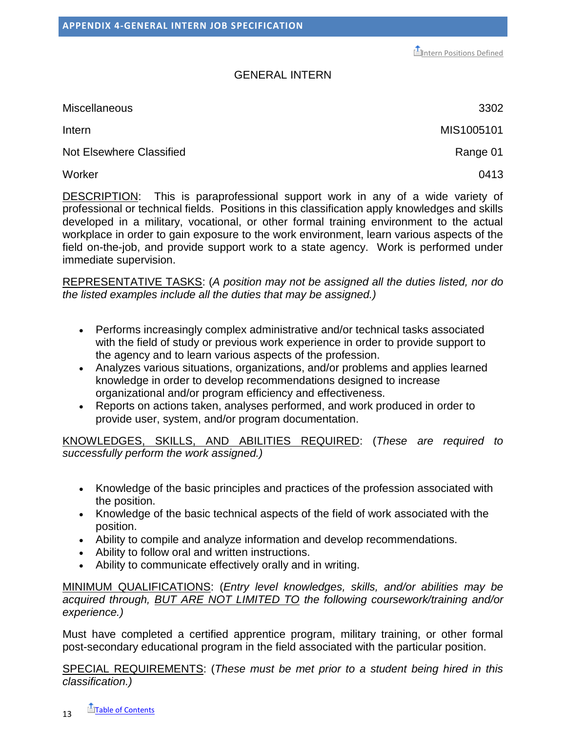## APPENDIX 4-GENERAL INTERN JOB SPECIFICATION

Intern Positions Defined

### GENERAL INTERN

| | |
|---|---|
| Miscellaneous | 3302 |
| Intern | MIS1005101 |
| Not Elsewhere Classified | Range 01 |
| Worker | 0413 |

DESCRIPTION: This is paraprofessional support work in any of a wide variety of professional or technical fields. Positions in this classification apply knowledges and skills developed in a military, vocational, or other formal training environment to the actual workplace in order to gain exposure to the work environment, learn various aspects of the field on-the-job, and provide support work to a state agency. Work is performed under immediate supervision.

REPRESENTATIVE TASKS: (*A position may not be assigned all the duties listed, nor do the listed examples include all the duties that may be assigned.)*

- Performs increasingly complex administrative and/or technical tasks associated with the field of study or previous work experience in order to provide support to the agency and to learn various aspects of the profession.
- Analyzes various situations, organizations, and/or problems and applies learned knowledge in order to develop recommendations designed to increase organizational and/or program efficiency and effectiveness.
- Reports on actions taken, analyses performed, and work produced in order to provide user, system, and/or program documentation.

KNOWLEDGES, SKILLS, AND ABILITIES REQUIRED: (*These are required to successfully perform the work assigned.)*

- Knowledge of the basic principles and practices of the profession associated with the position.
- Knowledge of the basic technical aspects of the field of work associated with the position.
- Ability to compile and analyze information and develop recommendations.
- Ability to follow oral and written instructions.
- Ability to communicate effectively orally and in writing.

MINIMUM QUALIFICATIONS: (*Entry level knowledges, skills, and/or abilities may be acquired through, BUT ARE NOT LIMITED TO the following coursework/training and/or experience.)*

Must have completed a certified apprentice program, military training, or other formal post-secondary educational program in the field associated with the particular position.

SPECIAL REQUIREMENTS: (*These must be met prior to a student being hired in this classification.)*

Table of Contents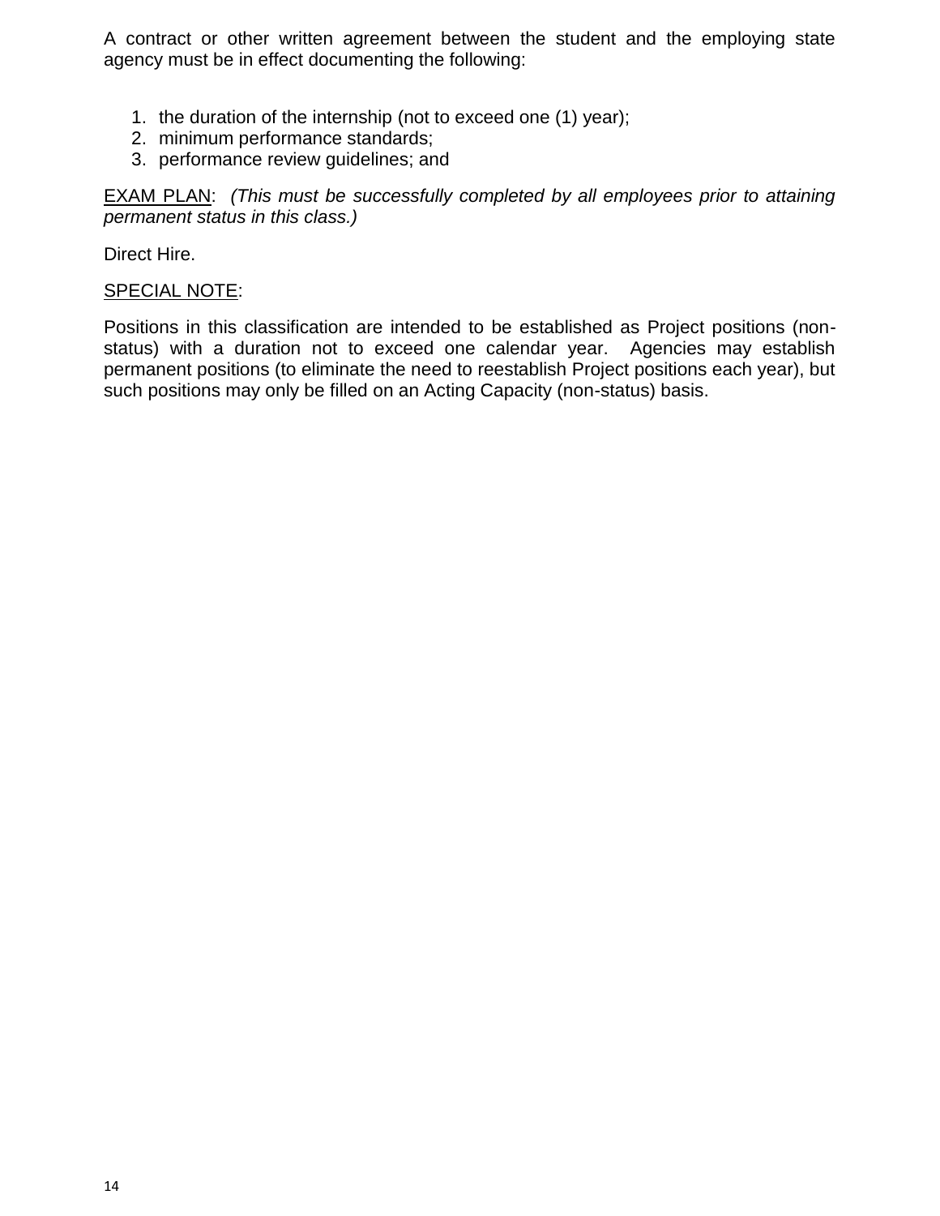A contract or other written agreement between the student and the employing state agency must be in effect documenting the following:

1. the duration of the internship (not to exceed one (1) year);
2. minimum performance standards;
3. performance review guidelines; and

<u>EXAM PLAN</u>: *(This must be successfully completed by all employees prior to attaining permanent status in this class.)*

Direct Hire.

<u>SPECIAL NOTE</u>:

Positions in this classification are intended to be established as Project positions (non-status) with a duration not to exceed one calendar year. Agencies may establish permanent positions (to eliminate the need to reestablish Project positions each year), but such positions may only be filled on an Acting Capacity (non-status) basis.